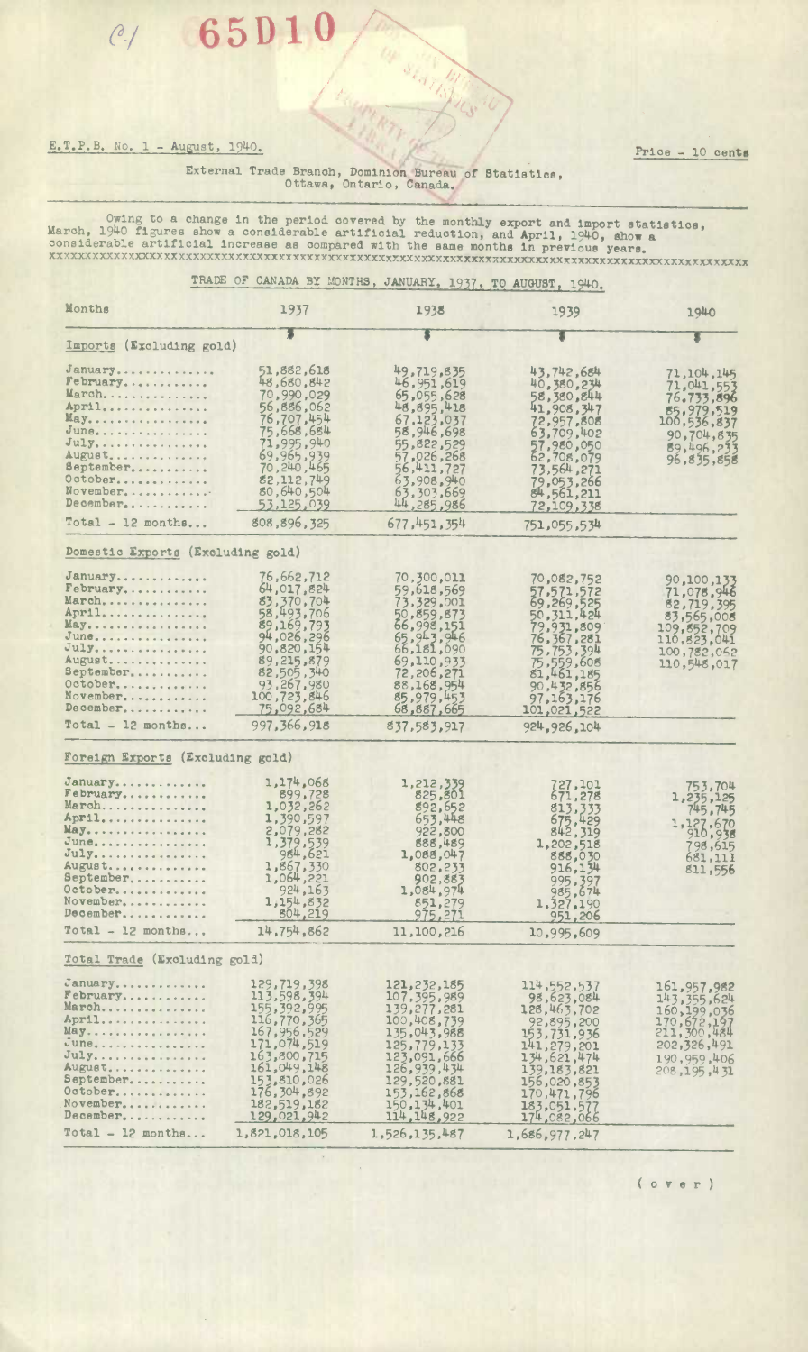C/ 65D10

E.T.P.B. No. 1 - August, 1940.

Price - 10 cents

External Trade Branch, Dominion Bureau of Statistics, Ottawa, Ontario, Canada.

Owing to a change in the period covered by the monthly export and import statistics, March, 1940 figures show a considerable artificial reduction, and April, 1940, show a considerable artificial increase as compared with the same months in previous years.

## TRADE OF CANADA BY MONTHS, JANUARY, 1937, TO AUGUST, 1940.

| Months | 1937 | 1938 | 1939 | 1940 |
|---|---|---|---|---|
| | $ | $ | $ | $ |
| **Imports (Excluding gold)** | | | | |
| January | 51,882,618 | 49,719,835 | 43,742,684 | 71,104,145 |
| February | 48,680,842 | 46,951,619 | 40,380,234 | 71,041,553 |
| March | 70,990,029 | 65,055,628 | 58,380,844 | 76,733,896 |
| April | 56,886,062 | 48,895,418 | 41,908,347 | 85,979,519 |
| May | 76,707,454 | 67,123,037 | 72,957,808 | 100,536,837 |
| June | 75,668,684 | 58,946,698 | 63,709,402 | 90,704,835 |
| July | 71,995,940 | 55,822,529 | 57,980,050 | 89,496,233 |
| August | 69,965,939 | 57,026,268 | 62,708,079 | 96,835,858 |
| September | 70,240,465 | 56,411,727 | 73,564,271 | |
| October | 82,112,749 | 63,908,940 | 79,053,266 | |
| November | 80,640,504 | 63,303,669 | 84,561,211 | |
| December | 53,125,039 | 44,285,986 | 72,109,338 | |
| Total - 12 months | 808,896,325 | 677,451,354 | 751,055,534 | |
| **Domestic Exports (Excluding gold)** | | | | |
| January | 76,662,712 | 70,300,011 | 70,082,752 | 90,100,133 |
| February | 64,017,824 | 59,618,569 | 57,571,572 | 71,078,946 |
| March | 83,370,704 | 73,329,001 | 69,269,525 | 82,719,395 |
| April | 58,493,706 | 50,859,873 | 50,311,424 | 83,565,008 |
| May | 89,169,793 | 66,998,151 | 79,931,809 | 109,852,709 |
| June | 94,026,296 | 65,943,946 | 76,367,281 | 110,823,041 |
| July | 90,820,154 | 66,181,090 | 75,753,394 | 100,782,062 |
| August | 89,215,879 | 69,110,933 | 75,559,608 | 110,548,017 |
| September | 82,505,340 | 72,206,271 | 81,461,185 | |
| October | 93,267,980 | 88,168,954 | 90,432,856 | |
| November | 100,723,846 | 85,979,453 | 97,163,176 | |
| December | 75,092,684 | 68,887,665 | 101,021,522 | |
| Total - 12 months | 997,366,918 | 837,583,917 | 924,926,104 | |
| **Foreign Exports (Excluding gold)** | | | | |
| January | 1,174,068 | 1,212,339 | 727,101 | 753,704 |
| February | 899,728 | 825,801 | 671,278 | 1,235,125 |
| March | 1,032,262 | 892,652 | 813,333 | 745,745 |
| April | 1,390,597 | 653,448 | 675,429 | 1,127,670 |
| May | 2,079,282 | 922,800 | 842,319 | 910,938 |
| June | 1,379,539 | 888,489 | 1,202,518 | 798,615 |
| July | 984,621 | 1,088,047 | 888,030 | 681,111 |
| August | 1,867,330 | 802,233 | 916,134 | 811,556 |
| September | 1,064,221 | 902,883 | 995,397 | |
| October | 924,163 | 1,084,974 | 985,674 | |
| November | 1,154,832 | 851,279 | 1,327,190 | |
| December | 804,219 | 975,271 | 951,206 | |
| Total - 12 months | 14,754,862 | 11,100,216 | 10,995,609 | |
| **Total Trade (Excluding gold)** | | | | |
| January | 129,719,398 | 121,232,185 | 114,552,537 | 161,957,982 |
| February | 113,598,394 | 107,395,989 | 98,623,084 | 143,355,624 |
| March | 155,392,995 | 139,277,281 | 128,463,702 | 160,199,036 |
| April | 116,770,365 | 100,408,739 | 92,895,200 | 170,672,197 |
| May | 167,956,529 | 135,043,988 | 153,731,936 | 211,300,484 |
| June | 171,074,519 | 125,779,133 | 141,279,201 | 202,326,491 |
| July | 163,800,715 | 123,091,666 | 134,621,474 | 190,959,406 |
| August | 161,049,148 | 126,939,434 | 139,183,821 | 208,195,431 |
| September | 153,810,026 | 129,520,881 | 156,020,853 | |
| October | 176,304,892 | 153,162,868 | 170,471,796 | |
| November | 182,519,182 | 150,134,401 | 183,051,577 | |
| December | 129,021,942 | 114,148,922 | 174,082,066 | |
| Total - 12 months | 1,821,018,105 | 1,526,135,487 | 1,686,977,247 | |

(over)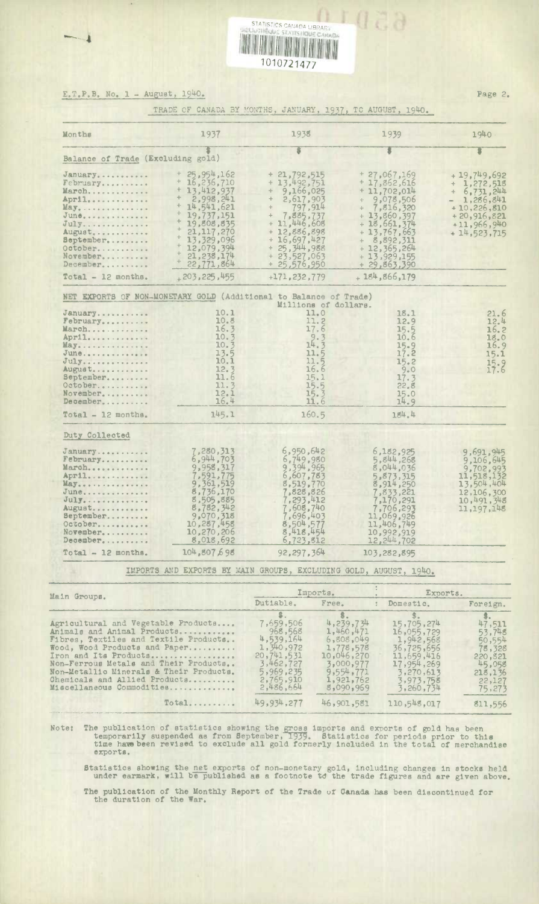E.T.P.B. No. 1 - August, 1940.

## TRADE OF CANADA BY MONTHS, JANUARY, 1937, TO AUGUST, 1940.

| Months | 1937 | 1938 | 1939 | 1940 |
|---|---|---|---|---|
| | $ | $ | $ | $ |
| **Balance of Trade (Excluding gold)** | | | | |
| January | + 25,954,162 | + 21,792,515 | + 27,067,169 | + 19,749,692 |
| February | + 16,236,710 | + 13,492,751 | + 17,862,616 | + 1,272,518 |
| March | + 13,412,937 | + 9,166,025 | + 11,702,014 | + 6,731,244 |
| April | + 2,998,241 | + 2,617,903 | + 9,078,506 | - 1,286,841 |
| May | + 14,541,621 | + 797,914 | + 7,816,320 | + 10,226,810 |
| June | + 19,737,151 | + 7,885,737 | + 13,860,397 | + 20,916,821 |
| July | + 19,808,835 | + 11,446,608 | + 18,661,374 | + 11,966,940 |
| August | + 21,117,270 | + 12,886,898 | + 13,767,663 | + 14,523,715 |
| September | + 13,329,096 | + 16,697,427 | + 8,892,311 | |
| October | + 12,079,394 | + 25,344,988 | + 12,365,264 | |
| November | + 21,238,174 | + 23,527,063 | + 13,929,155 | |
| December | + 22,771,864 | + 25,576,950 | + 29,863,390 | |
| Total - 12 months. | + 203,225,455 | + 171,232,779 | + 184,866,179 | |
| **NET EXPORTS OF NON-MONETARY GOLD (Additional to Balance of Trade)** | | Millions of dollars. | | |
| January | 10.1 | 11.0 | 18.1 | 21.6 |
| February | 10.8 | 11.2 | 12.9 | 12.4 |
| March | 16.3 | 17.6 | 15.5 | 16.2 |
| April | 10.3 | 9.3 | 10.6 | 18.0 |
| May | 10.3 | 14.3 | 15.9 | 16.9 |
| June | 13.5 | 11.5 | 17.2 | 15.1 |
| July | 10.1 | 11.5 | 15.2 | 15.9 |
| August | 12.3 | 16.6 | 9.0 | 17.6 |
| September | 11.6 | 15.1 | 17.3 | |
| October | 11.3 | 15.5 | 22.8 | |
| November | 12.1 | 15.3 | 15.0 | |
| December | 16.4 | 11.6 | 14.9 | |
| Total - 12 months. | 145.1 | 160.5 | 184.4 | |
| **Duty Collected** | | | | |
| January | 7,280,313 | 6,950,642 | 6,182,925 | 9,691,945 |
| February | 6,944,703 | 6,749,980 | 5,844,268 | 9,106,645 |
| March | 9,958,317 | 9,394,965 | 8,044,036 | 9,702,993 |
| April | 7,591,775 | 6,607,783 | 5,873,315 | 11,518,132 |
| May | 9,361,519 | 8,519,770 | 8,914,250 | 13,504,404 |
| June | 8,736,170 | 7,828,826 | 7,833,221 | 12,106,300 |
| July | 8,505,885 | 7,293,412 | 7,170,291 | 10,491,348 |
| August | 8,782,342 | 7,608,740 | 7,706,293 | 11,197,148 |
| September | 9,070,318 | 7,696,403 | 11,069,926 | |
| October | 10,287,458 | 8,504,577 | 11,406,749 | |
| November | 10,270,206 | 8,418,454 | 10,992,919 | |
| December | 8,018,692 | 6,723,812 | 12,244,702 | |
| Total - 12 months. | 104,807,698 | 92,297,364 | 103,282,895 | |

## IMPORTS AND EXPORTS BY MAIN GROUPS, EXCLUDING GOLD, AUGUST, 1940.

| Main Groups. | Imports. | | Exports. | |
|---|---|---|---|---|
| | Dutiable. | Free. | Domestic. | Foreign. |
| | $ | $ | $ | $ |
| Agricultural and Vegetable Products | 7,659,506 | 4,239,734 | 15,705,274 | 47,511 |
| Animals and Animal Products | 968,568 | 1,460,471 | 16,055,729 | 53,748 |
| Fibres, Textiles and Textile Products | 4,539,164 | 6,808,049 | 1,942,568 | 50,554 |
| Wood, Wood Products and Paper | 1,340,972 | 1,778,578 | 36,725,656 | 78,328 |
| Iron and Its Products | 20,741,531 | 10,046,270 | 11,659,416 | 220,821 |
| Non-Ferrous Metals and Their Products | 3,462,727 | 3,000,977 | 17,954,269 | 45,058 |
| Non-Metallic Minerals & Their Products | 5,969,235 | 9,554,771 | 3,270,613 | 218,136 |
| Chemicals and Allied Products | 2,765,910 | 1,921,762 | 3,973,758 | 22,127 |
| Miscellaneous Commodities | 2,486,664 | 8,090,969 | 3,260,734 | 75,273 |
| Total | 49,934,277 | 46,901,581 | 110,548,017 | 811,556 |

Note: The publication of statistics showing the gross imports and exports of gold has been temporarily suspended as from September, 1939. Statistics for periods prior to this time have been revised to exclude all gold formerly included in the total of merchandise exports.

Statistics showing the net exports of non-monetary gold, including changes in stocks held under earmark, will be published as a footnote to the trade figures and are given above.

The publication of the Monthly Report of the Trade of Canada has been discontinued for the duration of the War.